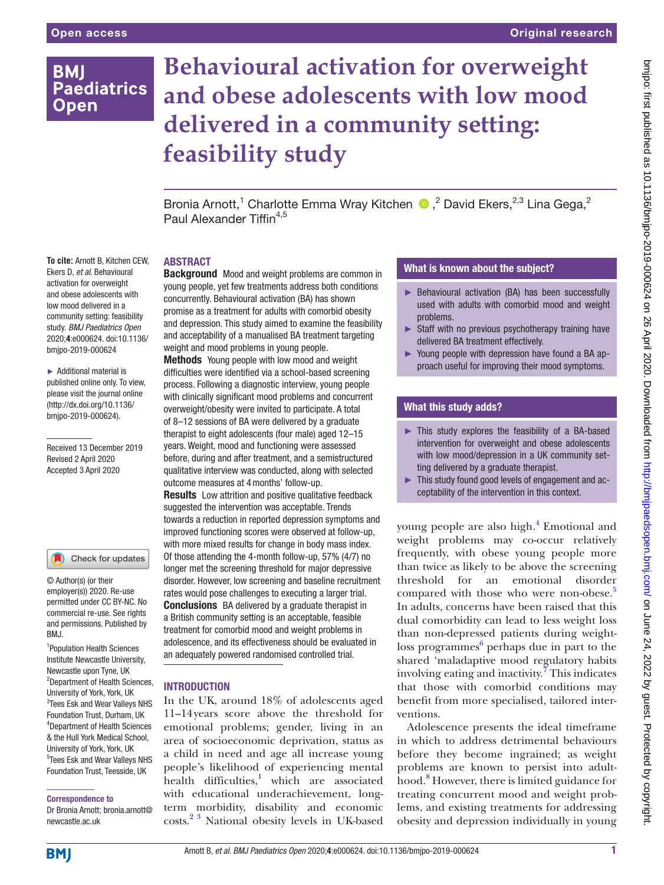Open access | Original research

# Behavioural activation for overweight and obese adolescents with low mood delivered in a community setting: feasibility study

Bronia Arnott,[1] Charlotte Emma Wray Kitchen,[2] David Ekers,[2,3] Lina Gega,[2] Paul Alexander Tiffin[4,5]

**To cite:** Arnott B, Kitchen CEW, Ekers D, *et al*. Behavioural activation for overweight and obese adolescents with low mood delivered in a community setting: feasibility study. *BMJ Paediatrics Open* 2020;**4**:e000624. doi:10.1136/bmjpo-2019-000624

► Additional material is published online only. To view, please visit the journal online (http://dx.doi.org/10.1136/bmjpo-2019-000624).

Received 13 December 2019
Revised 2 April 2020
Accepted 3 April 2020

© Author(s) (or their employer(s)) 2020. Re-use permitted under CC BY-NC. No commercial re-use. See rights and permissions. Published by BMJ.

[1]Population Health Sciences Institute Newcastle University, Newcastle upon Tyne, UK
[2]Department of Health Sciences, University of York, York, UK
[3]Tees Esk and Wear Valleys NHS Foundation Trust, Durham, UK
[4]Department of Health Sciences & the Hull York Medical School, University of York, York, UK
[5]Tees Esk and Wear Valleys NHS Foundation Trust, Teesside, UK

**Correspondence to**
Dr Bronia Arnott; bronia.arnott@newcastle.ac.uk

## ABSTRACT

**Background** Mood and weight problems are common in young people, yet few treatments address both conditions concurrently. Behavioural activation (BA) has shown promise as a treatment for adults with comorbid obesity and depression. This study aimed to examine the feasibility and acceptability of a manualised BA treatment targeting weight and mood problems in young people.

**Methods** Young people with low mood and weight difficulties were identified via a school-based screening process. Following a diagnostic interview, young people with clinically significant mood problems and concurrent overweight/obesity were invited to participate. A total of 8–12 sessions of BA were delivered by a graduate therapist to eight adolescents (four male) aged 12–15 years. Weight, mood and functioning were assessed before, during and after treatment, and a semistructured qualitative interview was conducted, along with selected outcome measures at 4 months' follow-up.

**Results** Low attrition and positive qualitative feedback suggested the intervention was acceptable. Trends towards a reduction in reported depression symptoms and improved functioning scores were observed at follow-up, with more mixed results for change in body mass index. Of those attending the 4-month follow-up, 57% (4/7) no longer met the screening threshold for major depressive disorder. However, low screening and baseline recruitment rates would pose challenges to executing a larger trial.

**Conclusions** BA delivered by a graduate therapist in a British community setting is an acceptable, feasible treatment for comorbid mood and weight problems in adolescence, and its effectiveness should be evaluated in an adequately powered randomised controlled trial.

### What is known about the subject?

- ► Behavioural activation (BA) has been successfully used with adults with comorbid mood and weight problems.
- ► Staff with no previous psychotherapy training have delivered BA treatment effectively.
- ► Young people with depression have found a BA approach useful for improving their mood symptoms.

### What this study adds?

- ► This study explores the feasibility of a BA-based intervention for overweight and obese adolescents with low mood/depression in a UK community setting delivered by a graduate therapist.
- ► This study found good levels of engagement and acceptability of the intervention in this context.

## INTRODUCTION

In the UK, around 18% of adolescents aged 11–14 years score above the threshold for emotional problems; gender, living in an area of socioeconomic deprivation, status as a child in need and age all increase young people's likelihood of experiencing mental health difficulties,[1] which are associated with educational underachievement, long-term morbidity, disability and economic costs.[2,3] National obesity levels in UK-based young people are also high.[4] Emotional and weight problems may co-occur relatively frequently, with obese young people more than twice as likely to be above the screening threshold for an emotional disorder compared with those who were non-obese.[5] In adults, concerns have been raised that this dual comorbidity can lead to less weight loss than non-depressed patients during weight-loss programmes[6] perhaps due in part to the shared 'maladaptive mood regulatory habits involving eating and inactivity.[7] This indicates that those with comorbid conditions may benefit from more specialised, tailored interventions.

Adolescence presents the ideal timeframe in which to address detrimental behaviours before they become ingrained; as weight problems are known to persist into adulthood.[8] However, there is limited guidance for treating concurrent mood and weight problems, and existing treatments for addressing obesity and depression individually in young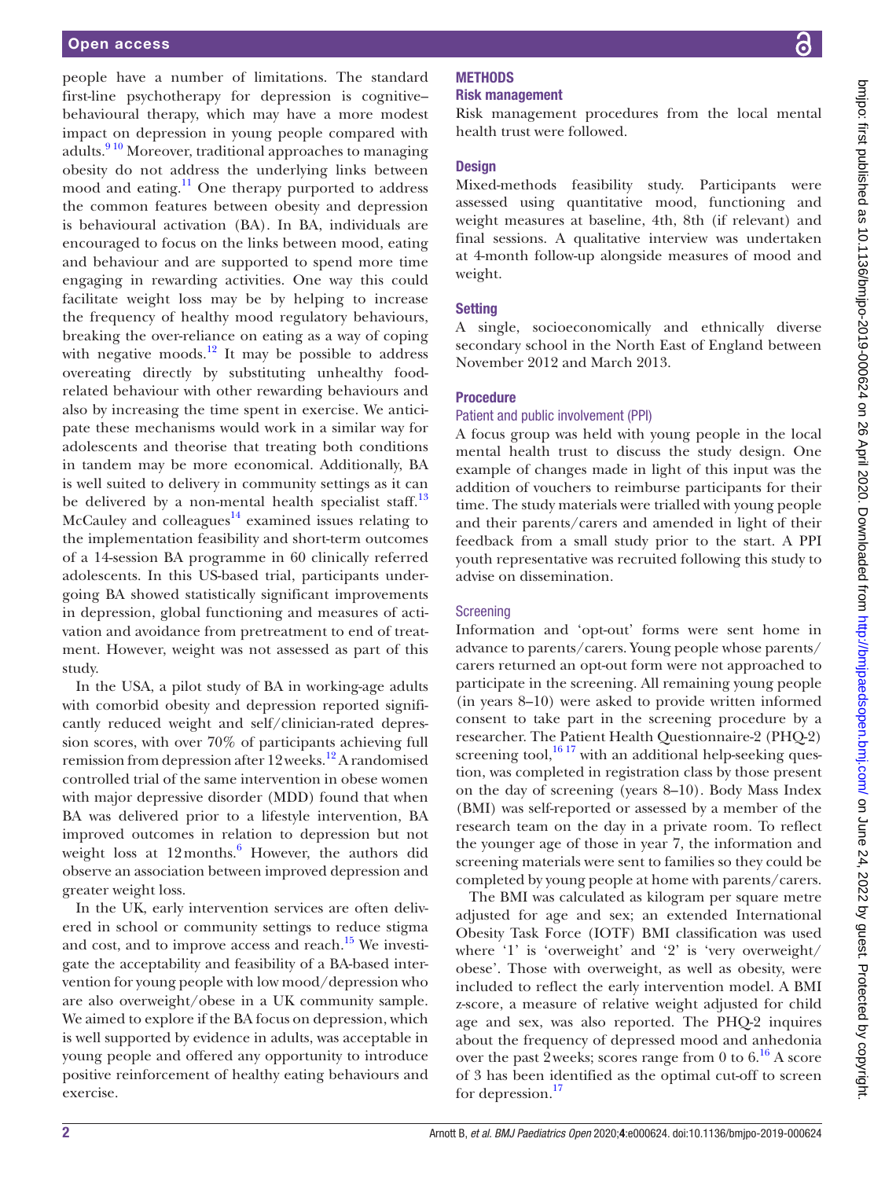people have a number of limitations. The standard first-line psychotherapy for depression is cognitive–behavioural therapy, which may have a more modest impact on depression in young people compared with adults.[9,10] Moreover, traditional approaches to managing obesity do not address the underlying links between mood and eating.[11] One therapy purported to address the common features between obesity and depression is behavioural activation (BA). In BA, individuals are encouraged to focus on the links between mood, eating and behaviour and are supported to spend more time engaging in rewarding activities. One way this could facilitate weight loss may be by helping to increase the frequency of healthy mood regulatory behaviours, breaking the over-reliance on eating as a way of coping with negative moods.[12] It may be possible to address overeating directly by substituting unhealthy food-related behaviour with other rewarding behaviours and also by increasing the time spent in exercise. We anticipate these mechanisms would work in a similar way for adolescents and theorise that treating both conditions in tandem may be more economical. Additionally, BA is well suited to delivery in community settings as it can be delivered by a non-mental health specialist staff.[13] McCauley and colleagues[14] examined issues relating to the implementation feasibility and short-term outcomes of a 14-session BA programme in 60 clinically referred adolescents. In this US-based trial, participants undergoing BA showed statistically significant improvements in depression, global functioning and measures of activation and avoidance from pretreatment to end of treatment. However, weight was not assessed as part of this study.

In the USA, a pilot study of BA in working-age adults with comorbid obesity and depression reported significantly reduced weight and self/clinician-rated depression scores, with over 70% of participants achieving full remission from depression after 12 weeks.[12] A randomised controlled trial of the same intervention in obese women with major depressive disorder (MDD) found that when BA was delivered prior to a lifestyle intervention, BA improved outcomes in relation to depression but not weight loss at 12 months.[6] However, the authors did observe an association between improved depression and greater weight loss.

In the UK, early intervention services are often delivered in school or community settings to reduce stigma and cost, and to improve access and reach.[15] We investigate the acceptability and feasibility of a BA-based intervention for young people with low mood/depression who are also overweight/obese in a UK community sample. We aimed to explore if the BA focus on depression, which is well supported by evidence in adults, was acceptable in young people and offered any opportunity to introduce positive reinforcement of healthy eating behaviours and exercise.

## METHODS

### Risk management

Risk management procedures from the local mental health trust were followed.

### Design

Mixed-methods feasibility study. Participants were assessed using quantitative mood, functioning and weight measures at baseline, 4th, 8th (if relevant) and final sessions. A qualitative interview was undertaken at 4-month follow-up alongside measures of mood and weight.

### Setting

A single, socioeconomically and ethnically diverse secondary school in the North East of England between November 2012 and March 2013.

### Procedure

#### Patient and public involvement (PPI)

A focus group was held with young people in the local mental health trust to discuss the study design. One example of changes made in light of this input was the addition of vouchers to reimburse participants for their time. The study materials were trialled with young people and their parents/carers and amended in light of their feedback from a small study prior to the start. A PPI youth representative was recruited following this study to advise on dissemination.

#### Screening

Information and 'opt-out' forms were sent home in advance to parents/carers. Young people whose parents/carers returned an opt-out form were not approached to participate in the screening. All remaining young people (in years 8–10) were asked to provide written informed consent to take part in the screening procedure by a researcher. The Patient Health Questionnaire-2 (PHQ-2) screening tool,[16,17] with an additional help-seeking question, was completed in registration class by those present on the day of screening (years 8–10). Body Mass Index (BMI) was self-reported or assessed by a member of the research team on the day in a private room. To reflect the younger age of those in year 7, the information and screening materials were sent to families so they could be completed by young people at home with parents/carers.

The BMI was calculated as kilogram per square metre adjusted for age and sex; an extended International Obesity Task Force (IOTF) BMI classification was used where '1' is 'overweight' and '2' is 'very overweight/obese'. Those with overweight, as well as obesity, were included to reflect the early intervention model. A BMI z-score, a measure of relative weight adjusted for child age and sex, was also reported. The PHQ-2 inquires about the frequency of depressed mood and anhedonia over the past 2 weeks; scores range from 0 to 6.[16] A score of 3 has been identified as the optimal cut-off to screen for depression.[17]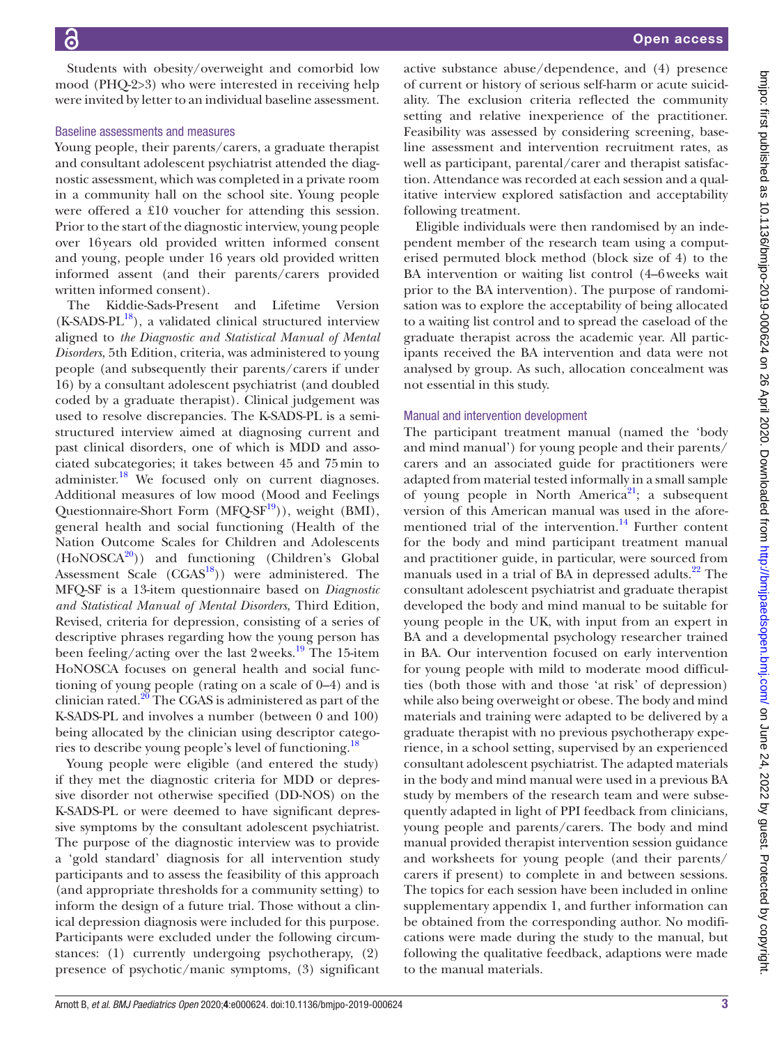Students with obesity/overweight and comorbid low mood (PHQ-2>3) who were interested in receiving help were invited by letter to an individual baseline assessment.

### Baseline assessments and measures

Young people, their parents/carers, a graduate therapist and consultant adolescent psychiatrist attended the diagnostic assessment, which was completed in a private room in a community hall on the school site. Young people were offered a £10 voucher for attending this session. Prior to the start of the diagnostic interview, young people over 16 years old provided written informed consent and young, people under 16 years old provided written informed assent (and their parents/carers provided written informed consent).

The Kiddie-Sads-Present and Lifetime Version (K-SADS-PL[18]), a validated clinical structured interview aligned to *the Diagnostic and Statistical Manual of Mental Disorders*, 5th Edition, criteria, was administered to young people (and subsequently their parents/carers if under 16) by a consultant adolescent psychiatrist (and doubled coded by a graduate therapist). Clinical judgement was used to resolve discrepancies. The K-SADS-PL is a semi-structured interview aimed at diagnosing current and past clinical disorders, one of which is MDD and associated subcategories; it takes between 45 and 75 min to administer.[18] We focused only on current diagnoses. Additional measures of low mood (Mood and Feelings Questionnaire-Short Form (MFQ-SF[19])), weight (BMI), general health and social functioning (Health of the Nation Outcome Scales for Children and Adolescents (HoNOSCA[20])) and functioning (Children's Global Assessment Scale (CGAS[18])) were administered. The MFQ-SF is a 13-item questionnaire based on *Diagnostic and Statistical Manual of Mental Disorders*, Third Edition, Revised, criteria for depression, consisting of a series of descriptive phrases regarding how the young person has been feeling/acting over the last 2 weeks.[19] The 15-item HoNOSCA focuses on general health and social functioning of young people (rating on a scale of 0–4) and is clinician rated.[20] The CGAS is administered as part of the K-SADS-PL and involves a number (between 0 and 100) being allocated by the clinician using descriptor categories to describe young people's level of functioning.[18]

Young people were eligible (and entered the study) if they met the diagnostic criteria for MDD or depressive disorder not otherwise specified (DD-NOS) on the K-SADS-PL or were deemed to have significant depressive symptoms by the consultant adolescent psychiatrist. The purpose of the diagnostic interview was to provide a 'gold standard' diagnosis for all intervention study participants and to assess the feasibility of this approach (and appropriate thresholds for a community setting) to inform the design of a future trial. Those without a clinical depression diagnosis were included for this purpose. Participants were excluded under the following circumstances: (1) currently undergoing psychotherapy, (2) presence of psychotic/manic symptoms, (3) significant active substance abuse/dependence, and (4) presence of current or history of serious self-harm or acute suicidality. The exclusion criteria reflected the community setting and relative inexperience of the practitioner. Feasibility was assessed by considering screening, baseline assessment and intervention recruitment rates, as well as participant, parental/carer and therapist satisfaction. Attendance was recorded at each session and a qualitative interview explored satisfaction and acceptability following treatment.

Eligible individuals were then randomised by an independent member of the research team using a computerised permuted block method (block size of 4) to the BA intervention or waiting list control (4–6 weeks wait prior to the BA intervention). The purpose of randomisation was to explore the acceptability of being allocated to a waiting list control and to spread the caseload of the graduate therapist across the academic year. All participants received the BA intervention and data were not analysed by group. As such, allocation concealment was not essential in this study.

### Manual and intervention development

The participant treatment manual (named the 'body and mind manual') for young people and their parents/carers and an associated guide for practitioners were adapted from material tested informally in a small sample of young people in North America[21]; a subsequent version of this American manual was used in the aforementioned trial of the intervention.[14] Further content for the body and mind participant treatment manual and practitioner guide, in particular, were sourced from manuals used in a trial of BA in depressed adults.[22] The consultant adolescent psychiatrist and graduate therapist developed the body and mind manual to be suitable for young people in the UK, with input from an expert in BA and a developmental psychology researcher trained in BA. Our intervention focused on early intervention for young people with mild to moderate mood difficulties (both those with and those 'at risk' of depression) while also being overweight or obese. The body and mind materials and training were adapted to be delivered by a graduate therapist with no previous psychotherapy experience, in a school setting, supervised by an experienced consultant adolescent psychiatrist. The adapted materials in the body and mind manual were used in a previous BA study by members of the research team and were subsequently adapted in light of PPI feedback from clinicians, young people and parents/carers. The body and mind manual provided therapist intervention session guidance and worksheets for young people (and their parents/carers if present) to complete in and between sessions. The topics for each session have been included in online supplementary appendix 1, and further information can be obtained from the corresponding author. No modifications were made during the study to the manual, but following the qualitative feedback, adaptions were made to the manual materials.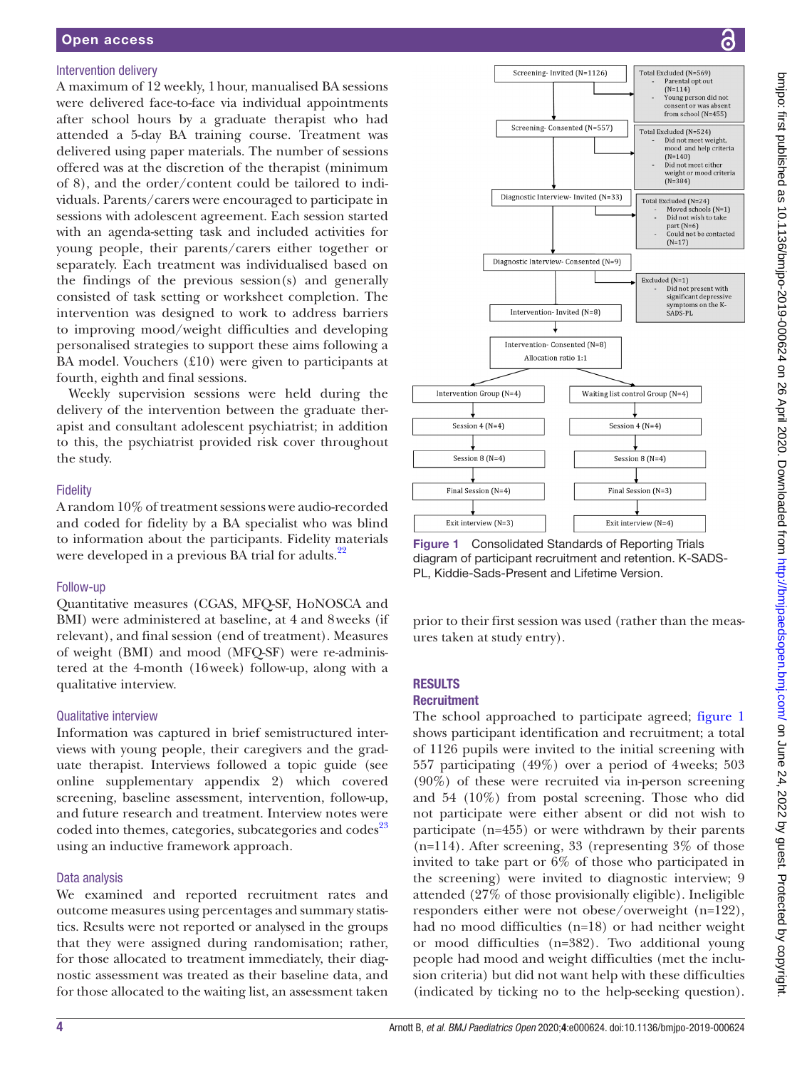### Intervention delivery

A maximum of 12 weekly, 1 hour, manualised BA sessions were delivered face-to-face via individual appointments after school hours by a graduate therapist who had attended a 5-day BA training course. Treatment was delivered using paper materials. The number of sessions offered was at the discretion of the therapist (minimum of 8), and the order/content could be tailored to individuals. Parents/carers were encouraged to participate in sessions with adolescent agreement. Each session started with an agenda-setting task and included activities for young people, their parents/carers either together or separately. Each treatment was individualised based on the findings of the previous session(s) and generally consisted of task setting or worksheet completion. The intervention was designed to work to address barriers to improving mood/weight difficulties and developing personalised strategies to support these aims following a BA model. Vouchers (£10) were given to participants at fourth, eighth and final sessions.

Weekly supervision sessions were held during the delivery of the intervention between the graduate therapist and consultant adolescent psychiatrist; in addition to this, the psychiatrist provided risk cover throughout the study.

### Fidelity

A random 10% of treatment sessions were audio-recorded and coded for fidelity by a BA specialist who was blind to information about the participants. Fidelity materials were developed in a previous BA trial for adults.[22]

### Follow-up

Quantitative measures (CGAS, MFQ-SF, HoNOSCA and BMI) were administered at baseline, at 4 and 8 weeks (if relevant), and final session (end of treatment). Measures of weight (BMI) and mood (MFQ-SF) were re-administered at the 4-month (16 week) follow-up, along with a qualitative interview.

### Qualitative interview

Information was captured in brief semistructured interviews with young people, their caregivers and the graduate therapist. Interviews followed a topic guide (see online supplementary appendix 2) which covered screening, baseline assessment, intervention, follow-up, and future research and treatment. Interview notes were coded into themes, categories, subcategories and codes[23] using an inductive framework approach.

### Data analysis

We examined and reported recruitment rates and outcome measures using percentages and summary statistics. Results were not reported or analysed in the groups that they were assigned during randomisation; rather, for those allocated to treatment immediately, their diagnostic assessment was treated as their baseline data, and for those allocated to the waiting list, an assessment taken prior to their first session was used (rather than the measures taken at study entry).

Screening- Invited (N=1126) → Total Excluded (N=569): Parental opt out (N=114); Young person did not consent or was absent from school (N=455)

Screening- Consented (N=557) → Total Excluded (N=524): Did not meet weight, mood and help criteria (N=140); Did not meet either weight or mood criteria (N=384)

Diagnostic Interview- Invited (N=33) → Total Excluded (N=24): Moved schools (N=1); Did not wish to take part (N=6); Could not be contacted (N=17)

Diagnostic Interview- Consented (N=9) → Excluded (N=1): Did not present with significant depressive symptoms on the K-SADS-PL

Intervention- Invited (N=8)

Intervention- Consented (N=8), Allocation ratio 1:1

| Intervention Group (N=4) | Waiting list control Group (N=4) |
|---|---|
| Session 4 (N=4) | Session 4 (N=4) |
| Session 8 (N=4) | Session 8 (N=4) |
| Final Session (N=4) | Final Session (N=3) |
| Exit interview (N=3) | Exit interview (N=4) |

Figure 1 Consolidated Standards of Reporting Trials diagram of participant recruitment and retention. K-SADS-PL, Kiddie-Sads-Present and Lifetime Version.

## RESULTS

### Recruitment

The school approached to participate agreed; figure 1 shows participant identification and recruitment; a total of 1126 pupils were invited to the initial screening with 557 participating (49%) over a period of 4 weeks; 503 (90%) of these were recruited via in-person screening and 54 (10%) from postal screening. Those who did not participate were either absent or did not wish to participate (n=455) or were withdrawn by their parents (n=114). After screening, 33 (representing 3% of those invited to take part or 6% of those who participated in the screening) were invited to diagnostic interview; 9 attended (27% of those provisionally eligible). Ineligible responders either were not obese/overweight (n=122), had no mood difficulties (n=18) or had neither weight or mood difficulties (n=382). Two additional young people had mood and weight difficulties (met the inclusion criteria) but did not want help with these difficulties (indicated by ticking no to the help-seeking question).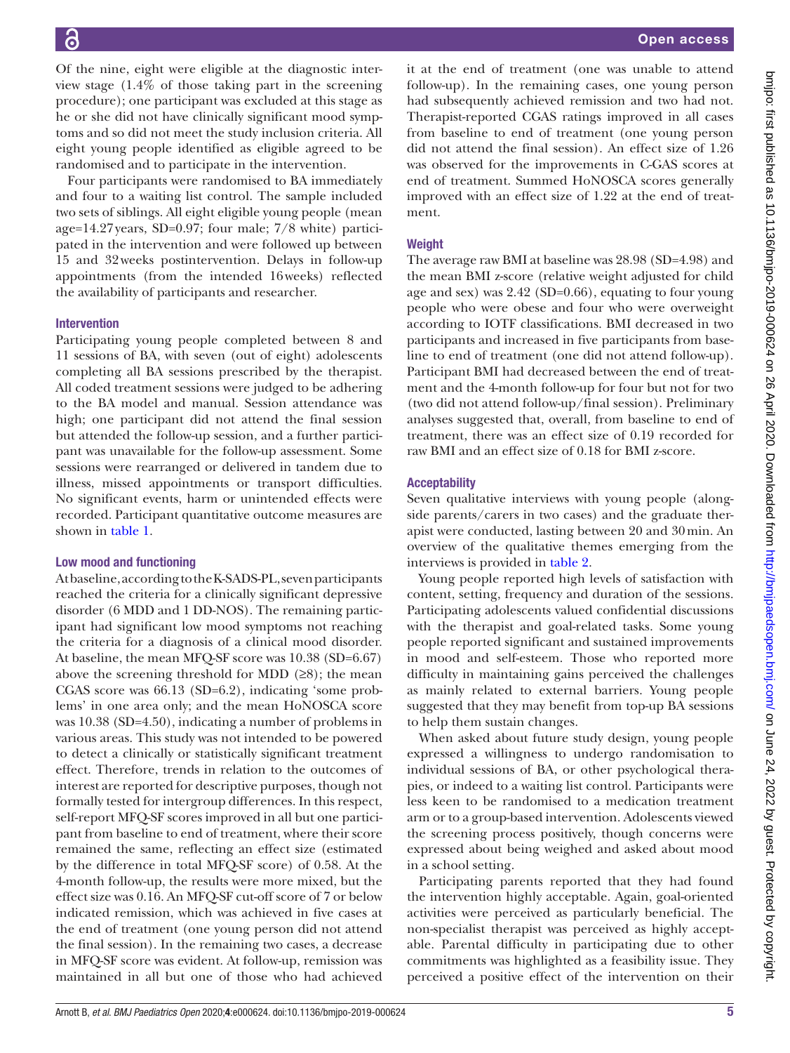Of the nine, eight were eligible at the diagnostic interview stage (1.4% of those taking part in the screening procedure); one participant was excluded at this stage as he or she did not have clinically significant mood symptoms and so did not meet the study inclusion criteria. All eight young people identified as eligible agreed to be randomised and to participate in the intervention.

Four participants were randomised to BA immediately and four to a waiting list control. The sample included two sets of siblings. All eight eligible young people (mean age=14.27 years, SD=0.97; four male; 7/8 white) participated in the intervention and were followed up between 15 and 32 weeks postintervention. Delays in follow-up appointments (from the intended 16 weeks) reflected the availability of participants and researcher.

### Intervention

Participating young people completed between 8 and 11 sessions of BA, with seven (out of eight) adolescents completing all BA sessions prescribed by the therapist. All coded treatment sessions were judged to be adhering to the BA model and manual. Session attendance was high; one participant did not attend the final session but attended the follow-up session, and a further participant was unavailable for the follow-up assessment. Some sessions were rearranged or delivered in tandem due to illness, missed appointments or transport difficulties. No significant events, harm or unintended effects were recorded. Participant quantitative outcome measures are shown in table 1.

### Low mood and functioning

At baseline, according to the K-SADS-PL, seven participants reached the criteria for a clinically significant depressive disorder (6 MDD and 1 DD-NOS). The remaining participant had significant low mood symptoms not reaching the criteria for a diagnosis of a clinical mood disorder. At baseline, the mean MFQ-SF score was 10.38 (SD=6.67) above the screening threshold for MDD (≥8); the mean CGAS score was 66.13 (SD=6.2), indicating 'some problems' in one area only; and the mean HoNOSCA score was 10.38 (SD=4.50), indicating a number of problems in various areas. This study was not intended to be powered to detect a clinically or statistically significant treatment effect. Therefore, trends in relation to the outcomes of interest are reported for descriptive purposes, though not formally tested for intergroup differences. In this respect, self-report MFQ-SF scores improved in all but one participant from baseline to end of treatment, where their score remained the same, reflecting an effect size (estimated by the difference in total MFQ-SF score) of 0.58. At the 4-month follow-up, the results were more mixed, but the effect size was 0.16. An MFQ-SF cut-off score of 7 or below indicated remission, which was achieved in five cases at the end of treatment (one young person did not attend the final session). In the remaining two cases, a decrease in MFQ-SF score was evident. At follow-up, remission was maintained in all but one of those who had achieved it at the end of treatment (one was unable to attend follow-up). In the remaining cases, one young person had subsequently achieved remission and two had not. Therapist-reported CGAS ratings improved in all cases from baseline to end of treatment (one young person did not attend the final session). An effect size of 1.26 was observed for the improvements in C-GAS scores at end of treatment. Summed HoNOSCA scores generally improved with an effect size of 1.22 at the end of treatment.

### Weight

The average raw BMI at baseline was 28.98 (SD=4.98) and the mean BMI z-score (relative weight adjusted for child age and sex) was 2.42 (SD=0.66), equating to four young people who were obese and four who were overweight according to IOTF classifications. BMI decreased in two participants and increased in five participants from baseline to end of treatment (one did not attend follow-up). Participant BMI had decreased between the end of treatment and the 4-month follow-up for four but not for two (two did not attend follow-up/final session). Preliminary analyses suggested that, overall, from baseline to end of treatment, there was an effect size of 0.19 recorded for raw BMI and an effect size of 0.18 for BMI z-score.

### Acceptability

Seven qualitative interviews with young people (alongside parents/carers in two cases) and the graduate therapist were conducted, lasting between 20 and 30 min. An overview of the qualitative themes emerging from the interviews is provided in table 2.

Young people reported high levels of satisfaction with content, setting, frequency and duration of the sessions. Participating adolescents valued confidential discussions with the therapist and goal-related tasks. Some young people reported significant and sustained improvements in mood and self-esteem. Those who reported more difficulty in maintaining gains perceived the challenges as mainly related to external barriers. Young people suggested that they may benefit from top-up BA sessions to help them sustain changes.

When asked about future study design, young people expressed a willingness to undergo randomisation to individual sessions of BA, or other psychological therapies, or indeed to a waiting list control. Participants were less keen to be randomised to a medication treatment arm or to a group-based intervention. Adolescents viewed the screening process positively, though concerns were expressed about being weighed and asked about mood in a school setting.

Participating parents reported that they had found the intervention highly acceptable. Again, goal-oriented activities were perceived as particularly beneficial. The non-specialist therapist was perceived as highly acceptable. Parental difficulty in participating due to other commitments was highlighted as a feasibility issue. They perceived a positive effect of the intervention on their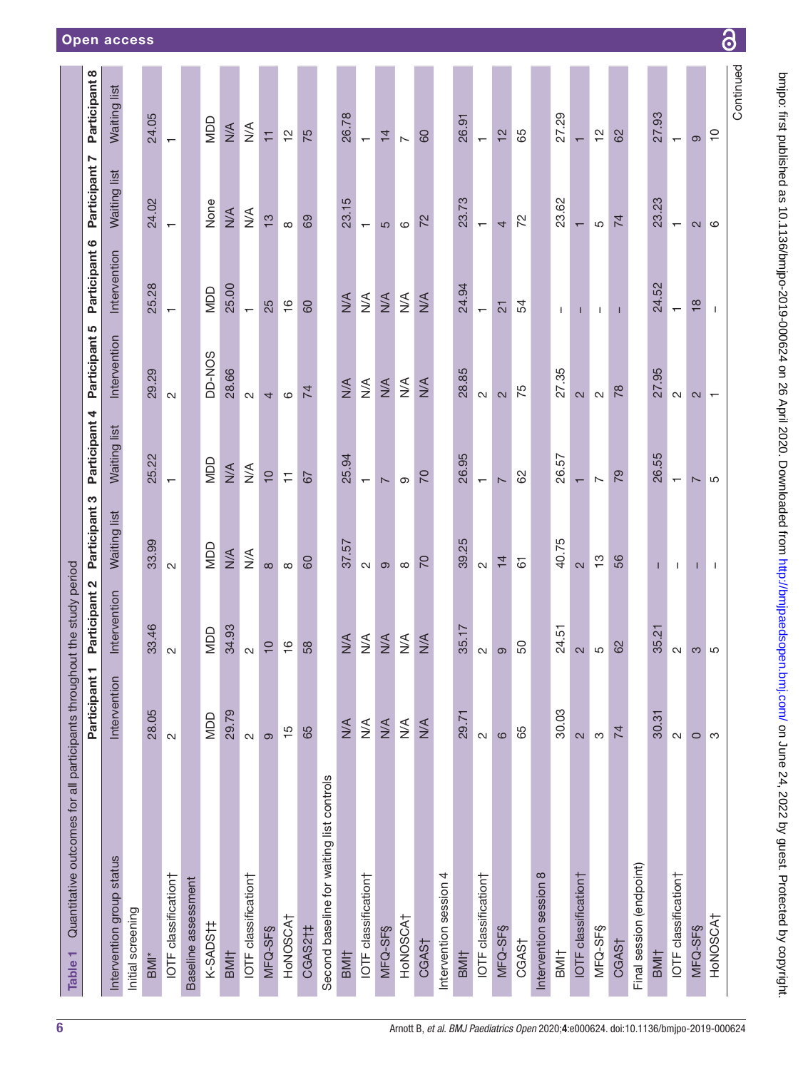**Table 1** Quantitative outcomes for all participants throughout the study period

| | Participant 1 | Participant 2 | Participant 3 | Participant 4 | Participant 5 | Participant 6 | Participant 7 | Participant 8 |
|---|---|---|---|---|---|---|---|---|
| Intervention group status | Intervention | Intervention | Waiting list | Waiting list | Intervention | Intervention | Waiting list | Waiting list |
| Initial screening | | | | | | | | |
| BMI* | 28.05 | 33.46 | 33.99 | 25.22 | 29.29 | 25.28 | 24.02 | 24.05 |
| IOTF classification† | 2 | 2 | 2 | 1 | 2 | 1 | 1 | 1 |
| Baseline assessment | | | | | | | | |
| K-SADS†‡ | MDD | MDD | MDD | MDD | DD-NOS | MDD | None | MDD |
| BMI† | 29.79 | 34.93 | N/A | N/A | 28.66 | 25.00 | N/A | N/A |
| IOTF classification† | 2 | 2 | N/A | N/A | 2 | 1 | N/A | N/A |
| MFQ-SF§ | 9 | 10 | 8 | 10 | 4 | 25 | 13 | 11 |
| HoNOSCA† | 15 | 16 | 8 | 11 | 6 | 16 | 8 | 12 |
| CGAS2†‡ | 65 | 58 | 60 | 67 | 74 | 60 | 69 | 75 |
| Second baseline for waiting list controls | | | | | | | | |
| BMI† | N/A | N/A | 37.57 | 25.94 | N/A | N/A | 23.15 | 26.78 |
| IOTF classification† | N/A | N/A | 2 | 1 | N/A | N/A | 1 | 1 |
| MFQ-SF§ | N/A | N/A | 9 | 7 | N/A | N/A | 5 | 14 |
| HoNOSCA† | N/A | N/A | 8 | 9 | N/A | N/A | 6 | 7 |
| CGAS† | N/A | N/A | 70 | 70 | N/A | N/A | 72 | 60 |
| Intervention session 4 | | | | | | | | |
| BMI† | 29.71 | 35.17 | 39.25 | 26.95 | 28.85 | 24.94 | 23.73 | 26.91 |
| IOTF classification† | 2 | 2 | 2 | 1 | 2 | 1 | 1 | 1 |
| MFQ-SF§ | 6 | 9 | 14 | 7 | 2 | 21 | 4 | 12 |
| CGAS† | 65 | 50 | 61 | 62 | 75 | 54 | 72 | 65 |
| Intervention session 8 | | | | | | | | |
| BMI† | 30.03 | 24.51 | 40.75 | 26.57 | 27.35 | – | 23.62 | 27.29 |
| IOTF classification† | 2 | 2 | 2 | 1 | 2 | – | 1 | 1 |
| MFQ-SF§ | 3 | 5 | 13 | 7 | 2 | – | 5 | 12 |
| CGAS† | 74 | 62 | 56 | 79 | 78 | – | 74 | 62 |
| Final session (endpoint) | | | | | | | | |
| BMI† | 30.31 | 35.21 | – | 26.55 | 27.95 | 24.52 | 23.23 | 27.93 |
| IOTF classification† | 2 | 2 | – | 1 | 2 | 1 | 1 | 1 |
| MFQ-SF§ | 0 | 3 | – | 7 | 2 | 18 | 2 | 9 |
| HoNOSCA† | 3 | 5 | – | 5 | 1 | – | 6 | 10 |

Continued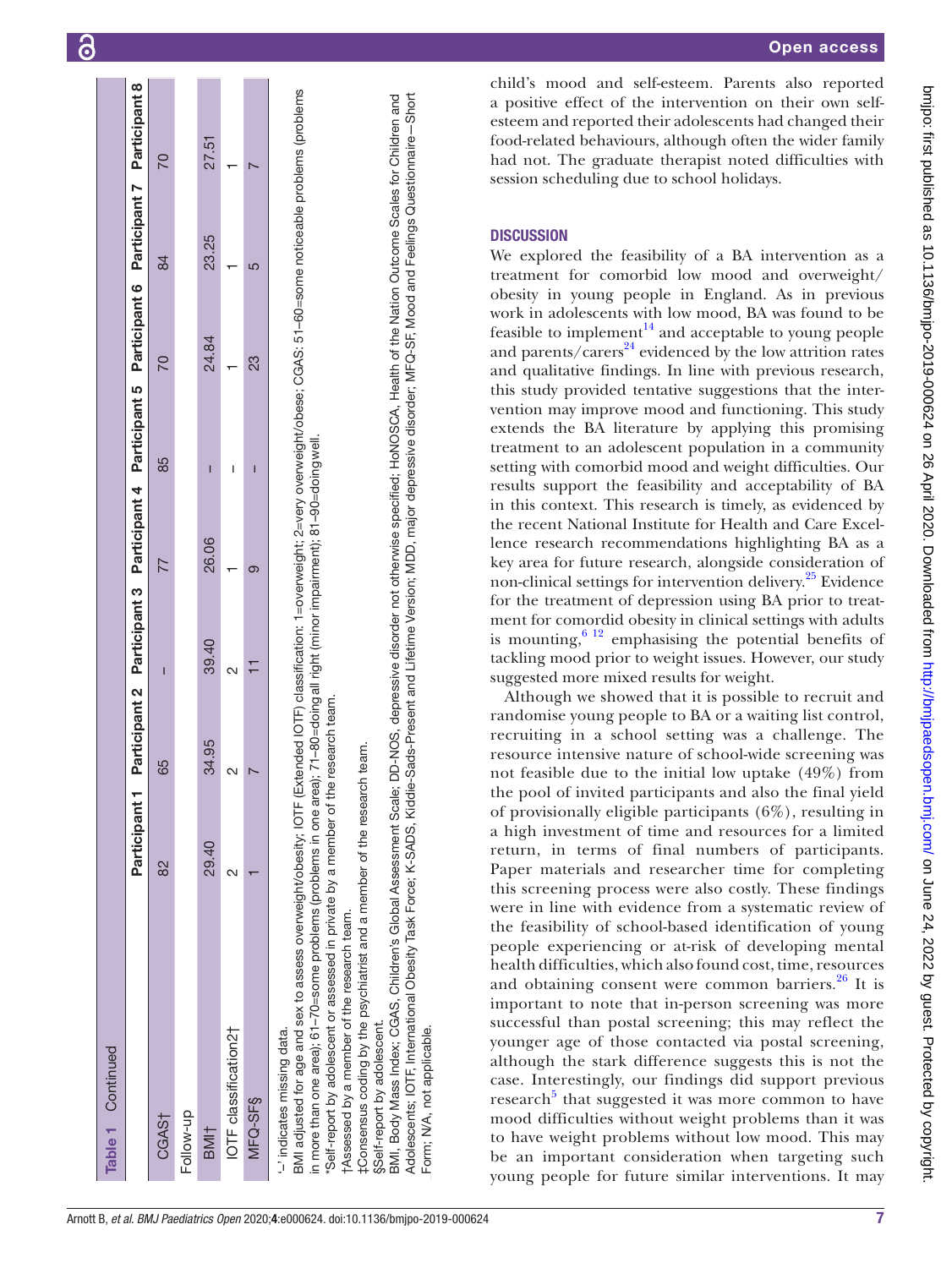**Table 1** Continued

| | Participant 1 | Participant 2 | Participant 3 | Participant 4 | Participant 5 | Participant 6 | Participant 7 | Participant 8 |
|---|---|---|---|---|---|---|---|---|
| CGAS† | 82 | 65 | – | 77 | 85 | 70 | 84 | 70 |
| Follow-up | | | | | | | | |
| BMI† | 29.40 | 34.95 | 39.40 | 26.06 | – | 24.84 | 23.25 | 27.51 |
| IOTF classification2† | 2 | 2 | 2 | 1 | – | 1 | 1 | 1 |
| MFQ-SF§ | 1 | 7 | 11 | 9 | – | 23 | 5 | 7 |

'–' indicates missing data.

BMI adjusted for age and sex to assess overweight/obesity; IOTF (Extended IOTF) classification: 1=overweight; 2=very overweight/obese; CGAS: 51–60=some noticeable problems (problems in more than one area); 61–70=some problems (problems in one area); 71–80=doing all right (minor impairment); 81–90=doing well.

*Self-report by adolescent or assessed in private by a member of the research team.

†Assessed by a member of the research team.

‡Consensus coding by the psychiatrist and a member of the research team.

§Self-report by adolescent.

BMI, Body Mass Index; CGAS, Children's Global Assessment Scale; DD-NOS, depressive disorder not otherwise specified; HoNOSCA, Health of the Nation Outcome Scales for Children and Adolescents; IOTF, International Obesity Task Force; K-SADS, Kiddie-Sads-Present and Lifetime Version; MDD, major depressive disorder; MFQ-SF, Mood and Feelings Questionnaire—Short Form; N/A, not applicable.

child's mood and self-esteem. Parents also reported a positive effect of the intervention on their own self-esteem and reported their adolescents had changed their food-related behaviours, although often the wider family had not. The graduate therapist noted difficulties with session scheduling due to school holidays.

## DISCUSSION

We explored the feasibility of a BA intervention as a treatment for comorbid low mood and overweight/obesity in young people in England. As in previous work in adolescents with low mood, BA was found to be feasible to implement[14] and acceptable to young people and parents/carers[24] evidenced by the low attrition rates and qualitative findings. In line with previous research, this study provided tentative suggestions that the intervention may improve mood and functioning. This study extends the BA literature by applying this promising treatment to an adolescent population in a community setting with comorbid mood and weight difficulties. Our results support the feasibility and acceptability of BA in this context. This research is timely, as evidenced by the recent National Institute for Health and Care Excellence research recommendations highlighting BA as a key area for future research, alongside consideration of non-clinical settings for intervention delivery.[25] Evidence for the treatment of depression using BA prior to treatment for comorbid obesity in clinical settings with adults is mounting,[6 12] emphasising the potential benefits of tackling mood prior to weight issues. However, our study suggested more mixed results for weight.

Although we showed that it is possible to recruit and randomise young people to BA or a waiting list control, recruiting in a school setting was a challenge. The resource intensive nature of school-wide screening was not feasible due to the initial low uptake (49%) from the pool of invited participants and also the final yield of provisionally eligible participants (6%), resulting in a high investment of time and resources for a limited return, in terms of final numbers of participants. Paper materials and researcher time for completing this screening process were also costly. These findings were in line with evidence from a systematic review of the feasibility of school-based identification of young people experiencing or at-risk of developing mental health difficulties, which also found cost, time, resources and obtaining consent were common barriers.[26] It is important to note that in-person screening was more successful than postal screening; this may reflect the younger age of those contacted via postal screening, although the stark difference suggests this is not the case. Interestingly, our findings did support previous research[5] that suggested it was more common to have mood difficulties without weight problems than it was to have weight problems without low mood. This may be an important consideration when targeting such young people for future similar interventions. It may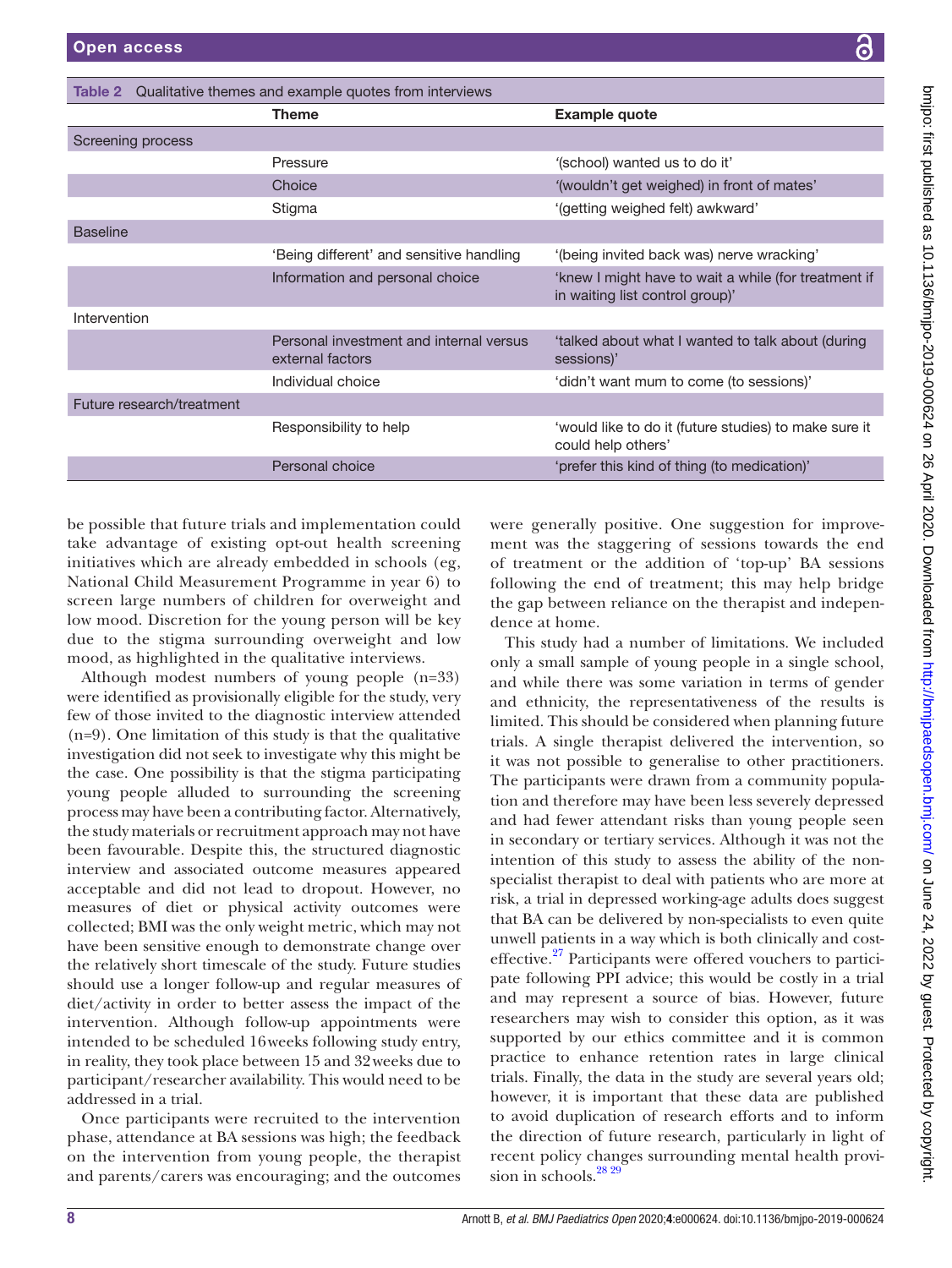Table 2 Qualitative themes and example quotes from interviews

| | Theme | Example quote |
|---|---|---|
| Screening process | | |
| | Pressure | '(school) wanted us to do it' |
| | Choice | '(wouldn't get weighed) in front of mates' |
| | Stigma | '(getting weighed felt) awkward' |
| Baseline | | |
| | 'Being different' and sensitive handling | '(being invited back was) nerve wracking' |
| | Information and personal choice | 'knew I might have to wait a while (for treatment if in waiting list control group)' |
| Intervention | | |
| | Personal investment and internal versus external factors | 'talked about what I wanted to talk about (during sessions)' |
| | Individual choice | 'didn't want mum to come (to sessions)' |
| Future research/treatment | | |
| | Responsibility to help | 'would like to do it (future studies) to make sure it could help others' |
| | Personal choice | 'prefer this kind of thing (to medication)' |

be possible that future trials and implementation could take advantage of existing opt-out health screening initiatives which are already embedded in schools (eg, National Child Measurement Programme in year 6) to screen large numbers of children for overweight and low mood. Discretion for the young person will be key due to the stigma surrounding overweight and low mood, as highlighted in the qualitative interviews.

Although modest numbers of young people (n=33) were identified as provisionally eligible for the study, very few of those invited to the diagnostic interview attended (n=9). One limitation of this study is that the qualitative investigation did not seek to investigate why this might be the case. One possibility is that the stigma participating young people alluded to surrounding the screening process may have been a contributing factor. Alternatively, the study materials or recruitment approach may not have been favourable. Despite this, the structured diagnostic interview and associated outcome measures appeared acceptable and did not lead to dropout. However, no measures of diet or physical activity outcomes were collected; BMI was the only weight metric, which may not have been sensitive enough to demonstrate change over the relatively short timescale of the study. Future studies should use a longer follow-up and regular measures of diet/activity in order to better assess the impact of the intervention. Although follow-up appointments were intended to be scheduled 16 weeks following study entry, in reality, they took place between 15 and 32 weeks due to participant/researcher availability. This would need to be addressed in a trial.

Once participants were recruited to the intervention phase, attendance at BA sessions was high; the feedback on the intervention from young people, the therapist and parents/carers was encouraging; and the outcomes were generally positive. One suggestion for improvement was the staggering of sessions towards the end of treatment or the addition of 'top-up' BA sessions following the end of treatment; this may help bridge the gap between reliance on the therapist and independence at home.

This study had a number of limitations. We included only a small sample of young people in a single school, and while there was some variation in terms of gender and ethnicity, the representativeness of the results is limited. This should be considered when planning future trials. A single therapist delivered the intervention, so it was not possible to generalise to other practitioners. The participants were drawn from a community population and therefore may have been less severely depressed and had fewer attendant risks than young people seen in secondary or tertiary services. Although it was not the intention of this study to assess the ability of the non-specialist therapist to deal with patients who are more at risk, a trial in depressed working-age adults does suggest that BA can be delivered by non-specialists to even quite unwell patients in a way which is both clinically and cost-effective.[27] Participants were offered vouchers to participate following PPI advice; this would be costly in a trial and may represent a source of bias. However, future researchers may wish to consider this option, as it was supported by our ethics committee and it is common practice to enhance retention rates in large clinical trials. Finally, the data in the study are several years old; however, it is important that these data are published to avoid duplication of research efforts and to inform the direction of future research, particularly in light of recent policy changes surrounding mental health provision in schools.[28 29]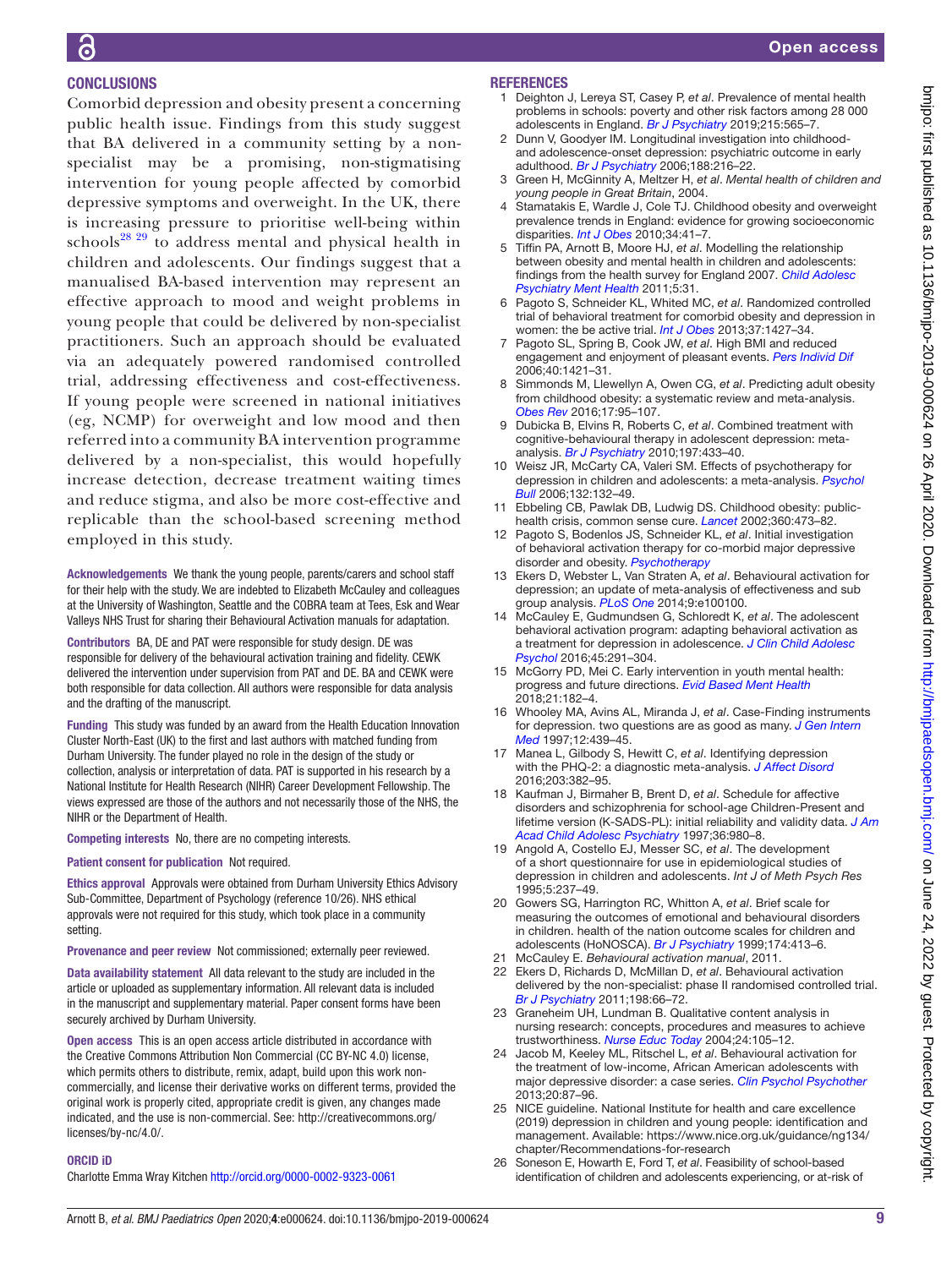## CONCLUSIONS

Comorbid depression and obesity present a concerning public health issue. Findings from this study suggest that BA delivered in a community setting by a non-specialist may be a promising, non-stigmatising intervention for young people affected by comorbid depressive symptoms and overweight. In the UK, there is increasing pressure to prioritise well-being within schools[28,29] to address mental and physical health in children and adolescents. Our findings suggest that a manualised BA-based intervention may represent an effective approach to mood and weight problems in young people that could be delivered by non-specialist practitioners. Such an approach should be evaluated via an adequately powered randomised controlled trial, addressing effectiveness and cost-effectiveness. If young people were screened in national initiatives (eg, NCMP) for overweight and low mood and then referred into a community BA intervention programme delivered by a non-specialist, this would hopefully increase detection, decrease treatment waiting times and reduce stigma, and also be more cost-effective and replicable than the school-based screening method employed in this study.

**Acknowledgements** We thank the young people, parents/carers and school staff for their help with the study. We are indebted to Elizabeth McCauley and colleagues at the University of Washington, Seattle and the COBRA team at Tees, Esk and Wear Valleys NHS Trust for sharing their Behavioural Activation manuals for adaptation.

**Contributors** BA, DE and PAT were responsible for study design. DE was responsible for delivery of the behavioural activation training and fidelity. CEWK delivered the intervention under supervision from PAT and DE. BA and CEWK were both responsible for data collection. All authors were responsible for data analysis and the drafting of the manuscript.

**Funding** This study was funded by an award from the Health Education Innovation Cluster North-East (UK) to the first and last authors with matched funding from Durham University. The funder played no role in the design of the study or collection, analysis or interpretation of data. PAT is supported in his research by a National Institute for Health Research (NIHR) Career Development Fellowship. The views expressed are those of the authors and not necessarily those of the NHS, the NIHR or the Department of Health.

**Competing interests** No, there are no competing interests.

**Patient consent for publication** Not required.

**Ethics approval** Approvals were obtained from Durham University Ethics Advisory Sub-Committee, Department of Psychology (reference 10/26). NHS ethical approvals were not required for this study, which took place in a community setting.

**Provenance and peer review** Not commissioned; externally peer reviewed.

**Data availability statement** All data relevant to the study are included in the article or uploaded as supplementary information. All relevant data is included in the manuscript and supplementary material. Paper consent forms have been securely archived by Durham University.

**Open access** This is an open access article distributed in accordance with the Creative Commons Attribution Non Commercial (CC BY-NC 4.0) license, which permits others to distribute, remix, adapt, build upon this work non-commercially, and license their derivative works on different terms, provided the original work is properly cited, appropriate credit is given, any changes made indicated, and the use is non-commercial. See: http://creativecommons.org/licenses/by-nc/4.0/.

### ORCID iD

Charlotte Emma Wray Kitchen http://orcid.org/0000-0002-9323-0061

## REFERENCES

1. Deighton J, Lereya ST, Casey P, *et al*. Prevalence of mental health problems in schools: poverty and other risk factors among 28 000 adolescents in England. *Br J Psychiatry* 2019;215:565–7.
2. Dunn V, Goodyer IM. Longitudinal investigation into childhood- and adolescence-onset depression: psychiatric outcome in early adulthood. *Br J Psychiatry* 2006;188:216–22.
3. Green H, McGinnity A, Meltzer H, *et al*. *Mental health of children and young people in Great Britain*, 2004.
4. Stamatakis E, Wardle J, Cole TJ. Childhood obesity and overweight prevalence trends in England: evidence for growing socioeconomic disparities. *Int J Obes* 2010;34:41–7.
5. Tiffin PA, Arnott B, Moore HJ, *et al*. Modelling the relationship between obesity and mental health in children and adolescents: findings from the health survey for England 2007. *Child Adolesc Psychiatry Ment Health* 2011;5:31.
6. Pagoto S, Schneider KL, Whited MC, *et al*. Randomized controlled trial of behavioral treatment for comorbid obesity and depression in women: the be active trial. *Int J Obes* 2013;37:1427–34.
7. Pagoto SL, Spring B, Cook JW, *et al*. High BMI and reduced engagement and enjoyment of pleasant events. *Pers Individ Dif* 2006;40:1421–31.
8. Simmonds M, Llewellyn A, Owen CG, *et al*. Predicting adult obesity from childhood obesity: a systematic review and meta-analysis. *Obes Rev* 2016;17:95–107.
9. Dubicka B, Elvins R, Roberts C, *et al*. Combined treatment with cognitive-behavioural therapy in adolescent depression: meta-analysis. *Br J Psychiatry* 2010;197:433–40.
10. Weisz JR, McCarty CA, Valeri SM. Effects of psychotherapy for depression in children and adolescents: a meta-analysis. *Psychol Bull* 2006;132:132–49.
11. Ebbeling CB, Pawlak DB, Ludwig DS. Childhood obesity: public-health crisis, common sense cure. *Lancet* 2002;360:473–82.
12. Pagoto S, Bodenlos JS, Schneider KL, *et al*. Initial investigation of behavioral activation therapy for co-morbid major depressive disorder and obesity. *Psychotherapy*
13. Ekers D, Webster L, Van Straten A, *et al*. Behavioural activation for depression; an update of meta-analysis of effectiveness and sub group analysis. *PLoS One* 2014;9:e100100.
14. McCauley E, Gudmundsen G, Schloredt K, *et al*. The adolescent behavioral activation program: adapting behavioral activation as a treatment for depression in adolescence. *J Clin Child Adolesc Psychol* 2016;45:291–304.
15. McGorry PD, Mei C. Early intervention in youth mental health: progress and future directions. *Evid Based Ment Health* 2018;21:182–4.
16. Whooley MA, Avins AL, Miranda J, *et al*. Case-Finding instruments for depression. two questions are as good as many. *J Gen Intern Med* 1997;12:439–45.
17. Manea L, Gilbody S, Hewitt C, *et al*. Identifying depression with the PHQ-2: a diagnostic meta-analysis. *J Affect Disord* 2016;203:382–95.
18. Kaufman J, Birmaher B, Brent D, *et al*. Schedule for affective disorders and schizophrenia for school-age Children-Present and lifetime version (K-SADS-PL): initial reliability and validity data. *J Am Acad Child Adolesc Psychiatry* 1997;36:980–8.
19. Angold A, Costello EJ, Messer SC, *et al*. The development of a short questionnaire for use in epidemiological studies of depression in children and adolescents. *Int J of Meth Psych Res* 1995;5:237–49.
20. Gowers SG, Harrington RC, Whitton A, *et al*. Brief scale for measuring the outcomes of emotional and behavioural disorders in children. health of the nation outcome scales for children and adolescents (HoNOSCA). *Br J Psychiatry* 1999;174:413–6.
21. McCauley E. *Behavioural activation manual*, 2011.
22. Ekers D, Richards D, McMillan D, *et al*. Behavioural activation delivered by the non-specialist: phase II randomised controlled trial. *Br J Psychiatry* 2011;198:66–72.
23. Graneheim UH, Lundman B. Qualitative content analysis in nursing research: concepts, procedures and measures to achieve trustworthiness. *Nurse Educ Today* 2004;24:105–12.
24. Jacob M, Keeley ML, Ritschel L, *et al*. Behavioural activation for the treatment of low-income, African American adolescents with major depressive disorder: a case series. *Clin Psychol Psychother* 2013;20:87–96.
25. NICE guideline. National Institute for health and care excellence (2019) depression in children and young people: identification and management. Available: https://www.nice.org.uk/guidance/ng134/chapter/Recommendations-for-research
26. Soneson E, Howarth E, Ford T, *et al*. Feasibility of school-based identification of children and adolescents experiencing, or at-risk of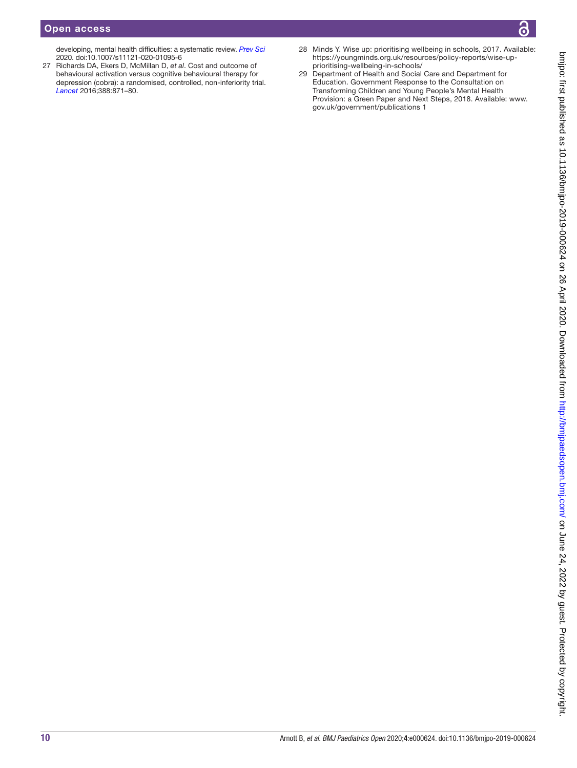developing, mental health difficulties: a systematic review. *Prev Sci* 2020. doi:10.1007/s11121-020-01095-6

27 Richards DA, Ekers D, McMillan D, *et al*. Cost and outcome of behavioural activation versus cognitive behavioural therapy for depression (cobra): a randomised, controlled, non-inferiority trial. *Lancet* 2016;388:871–80.

28 Minds Y. Wise up: prioritising wellbeing in schools, 2017. Available: https://youngminds.org.uk/resources/policy-reports/wise-up-prioritising-wellbeing-in-schools/

29 Department of Health and Social Care and Department for Education. Government Response to the Consultation on Transforming Children and Young People's Mental Health Provision: a Green Paper and Next Steps, 2018. Available: www.gov.uk/government/publications 1